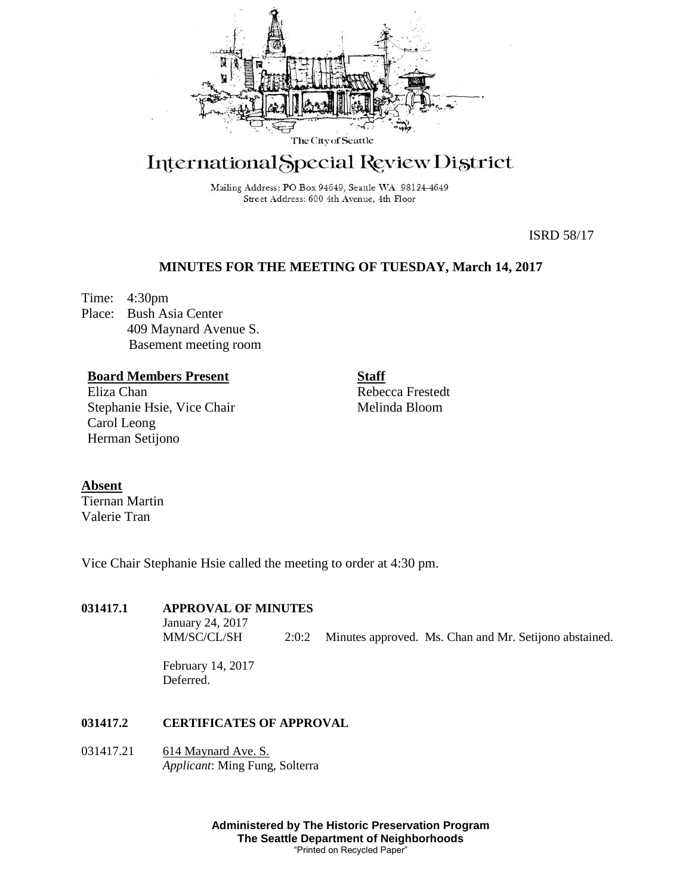The City of Seattle

# International Special Review District

Mailing Address: PO Box 94649, Seattle WA 98124-4649
Street Address: 600 4th Avenue, 4th Floor

ISRD 58/17

## MINUTES FOR THE MEETING OF TUESDAY, March 14, 2017

Time: 4:30pm
Place: Bush Asia Center
409 Maynard Avenue S.
Basement meeting room

**Board Members Present**
Eliza Chan
Stephanie Hsie, Vice Chair
Carol Leong
Herman Setijono

**Staff**
Rebecca Frestedt
Melinda Bloom

**Absent**
Tiernan Martin
Valerie Tran

Vice Chair Stephanie Hsie called the meeting to order at 4:30 pm.

**031417.1 APPROVAL OF MINUTES**

January 24, 2017
MM/SC/CL/SH 2:0:2 Minutes approved. Ms. Chan and Mr. Setijono abstained.

February 14, 2017
Deferred.

**031417.2 CERTIFICATES OF APPROVAL**

031417.21 614 Maynard Ave. S.
*Applicant*: Ming Fung, Solterra

**Administered by The Historic Preservation Program**
**The Seattle Department of Neighborhoods**
"Printed on Recycled Paper"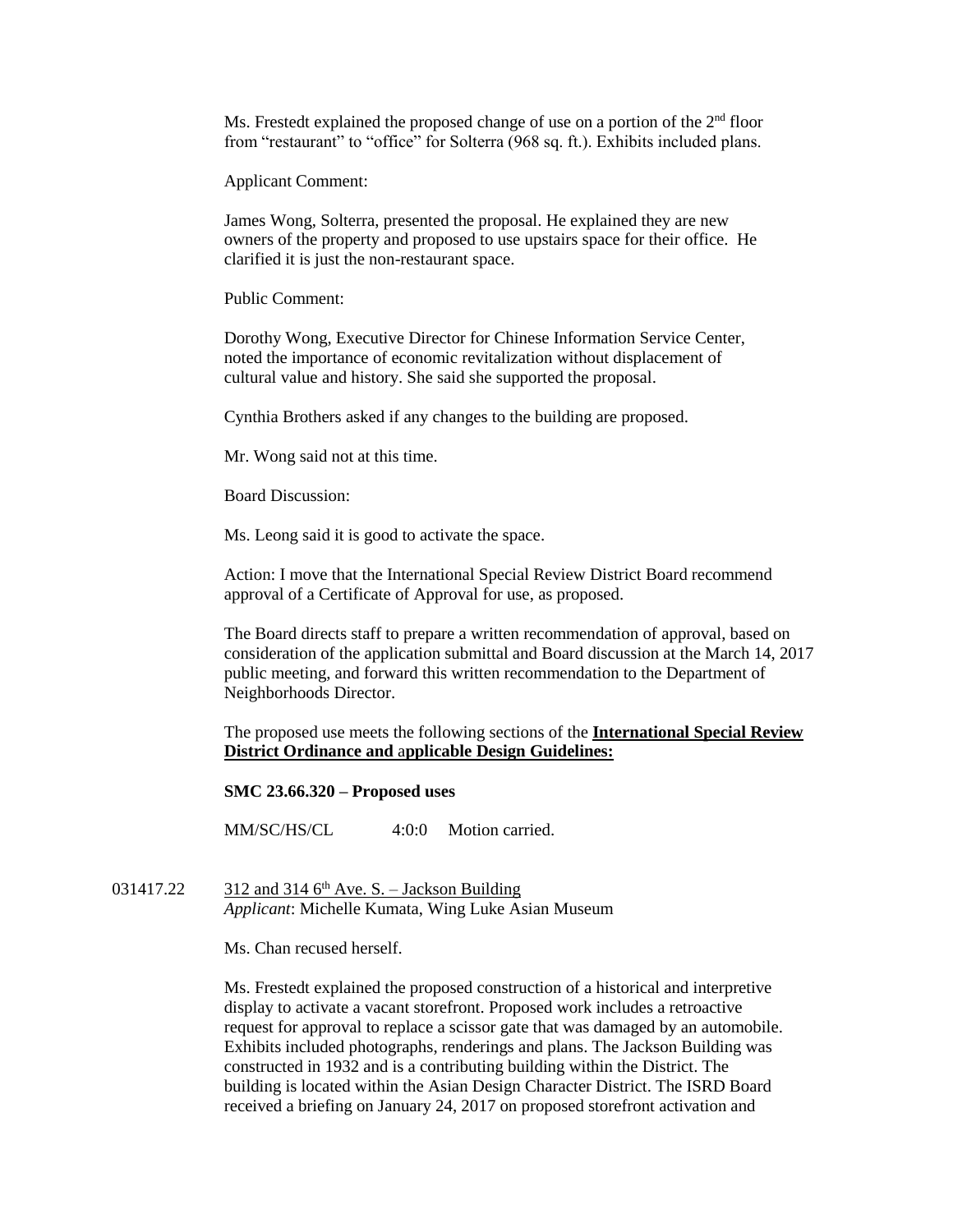Ms. Frestedt explained the proposed change of use on a portion of the 2nd floor from "restaurant" to "office" for Solterra (968 sq. ft.). Exhibits included plans.

Applicant Comment:

James Wong, Solterra, presented the proposal. He explained they are new owners of the property and proposed to use upstairs space for their office. He clarified it is just the non-restaurant space.

Public Comment:

Dorothy Wong, Executive Director for Chinese Information Service Center, noted the importance of economic revitalization without displacement of cultural value and history. She said she supported the proposal.

Cynthia Brothers asked if any changes to the building are proposed.

Mr. Wong said not at this time.

Board Discussion:

Ms. Leong said it is good to activate the space.

Action: I move that the International Special Review District Board recommend approval of a Certificate of Approval for use, as proposed.

The Board directs staff to prepare a written recommendation of approval, based on consideration of the application submittal and Board discussion at the March 14, 2017 public meeting, and forward this written recommendation to the Department of Neighborhoods Director.

The proposed use meets the following sections of the **International Special Review District Ordinance and applicable Design Guidelines:**

**SMC 23.66.320 – Proposed uses**

MM/SC/HS/CL 4:0:0 Motion carried.

031417.22 312 and 314 6th Ave. S. – Jackson Building
*Applicant*: Michelle Kumata, Wing Luke Asian Museum

Ms. Chan recused herself.

Ms. Frestedt explained the proposed construction of a historical and interpretive display to activate a vacant storefront. Proposed work includes a retroactive request for approval to replace a scissor gate that was damaged by an automobile. Exhibits included photographs, renderings and plans. The Jackson Building was constructed in 1932 and is a contributing building within the District. The building is located within the Asian Design Character District. The ISRD Board received a briefing on January 24, 2017 on proposed storefront activation and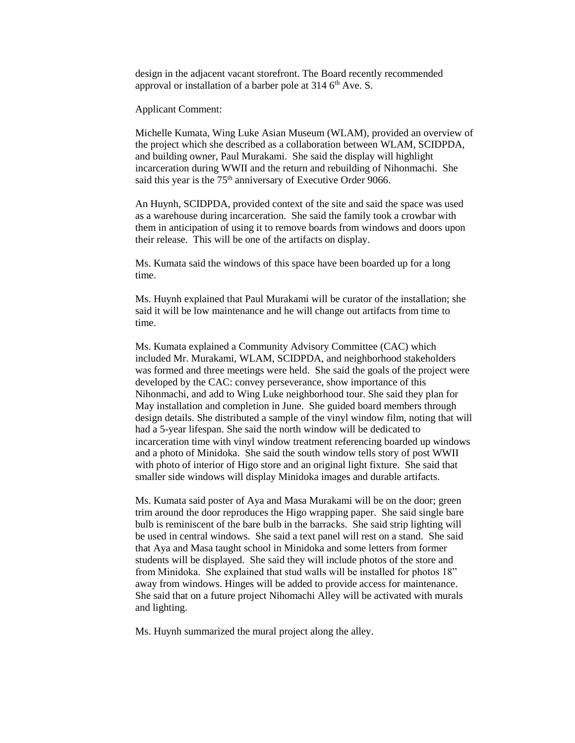design in the adjacent vacant storefront. The Board recently recommended approval or installation of a barber pole at 314 6th Ave. S.

Applicant Comment:

Michelle Kumata, Wing Luke Asian Museum (WLAM), provided an overview of the project which she described as a collaboration between WLAM, SCIDPDA, and building owner, Paul Murakami. She said the display will highlight incarceration during WWII and the return and rebuilding of Nihonmachi. She said this year is the 75th anniversary of Executive Order 9066.

An Huynh, SCIDPDA, provided context of the site and said the space was used as a warehouse during incarceration. She said the family took a crowbar with them in anticipation of using it to remove boards from windows and doors upon their release. This will be one of the artifacts on display.

Ms. Kumata said the windows of this space have been boarded up for a long time.

Ms. Huynh explained that Paul Murakami will be curator of the installation; she said it will be low maintenance and he will change out artifacts from time to time.

Ms. Kumata explained a Community Advisory Committee (CAC) which included Mr. Murakami, WLAM, SCIDPDA, and neighborhood stakeholders was formed and three meetings were held. She said the goals of the project were developed by the CAC: convey perseverance, show importance of this Nihonmachi, and add to Wing Luke neighborhood tour. She said they plan for May installation and completion in June. She guided board members through design details. She distributed a sample of the vinyl window film, noting that will had a 5-year lifespan. She said the north window will be dedicated to incarceration time with vinyl window treatment referencing boarded up windows and a photo of Minidoka. She said the south window tells story of post WWII with photo of interior of Higo store and an original light fixture. She said that smaller side windows will display Minidoka images and durable artifacts.

Ms. Kumata said poster of Aya and Masa Murakami will be on the door; green trim around the door reproduces the Higo wrapping paper. She said single bare bulb is reminiscent of the bare bulb in the barracks. She said strip lighting will be used in central windows. She said a text panel will rest on a stand. She said that Aya and Masa taught school in Minidoka and some letters from former students will be displayed. She said they will include photos of the store and from Minidoka. She explained that stud walls will be installed for photos 18" away from windows. Hinges will be added to provide access for maintenance. She said that on a future project Nihomachi Alley will be activated with murals and lighting.

Ms. Huynh summarized the mural project along the alley.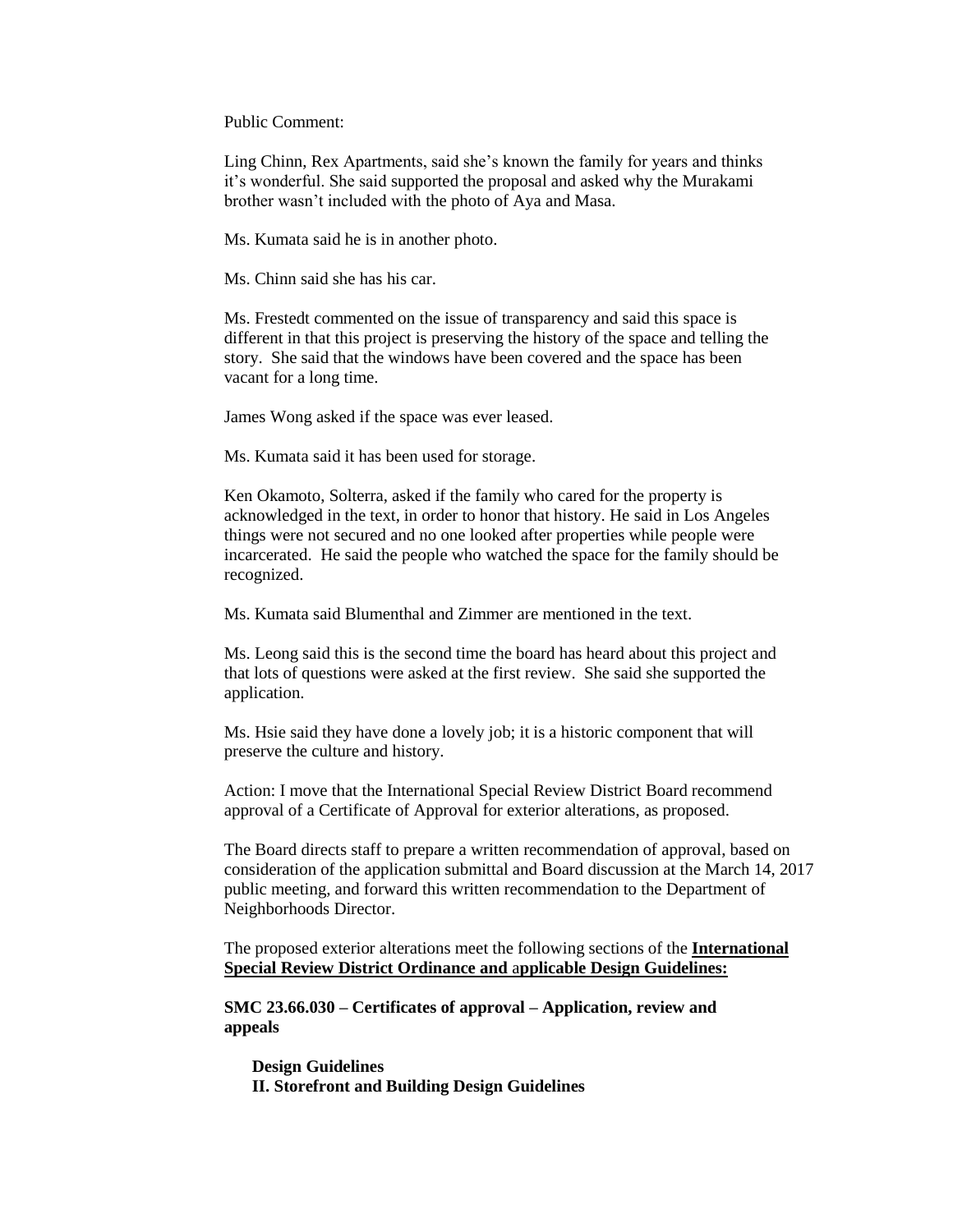Public Comment:

Ling Chinn, Rex Apartments, said she's known the family for years and thinks it's wonderful. She said supported the proposal and asked why the Murakami brother wasn't included with the photo of Aya and Masa.

Ms. Kumata said he is in another photo.

Ms. Chinn said she has his car.

Ms. Frestedt commented on the issue of transparency and said this space is different in that this project is preserving the history of the space and telling the story. She said that the windows have been covered and the space has been vacant for a long time.

James Wong asked if the space was ever leased.

Ms. Kumata said it has been used for storage.

Ken Okamoto, Solterra, asked if the family who cared for the property is acknowledged in the text, in order to honor that history. He said in Los Angeles things were not secured and no one looked after properties while people were incarcerated. He said the people who watched the space for the family should be recognized.

Ms. Kumata said Blumenthal and Zimmer are mentioned in the text.

Ms. Leong said this is the second time the board has heard about this project and that lots of questions were asked at the first review. She said she supported the application.

Ms. Hsie said they have done a lovely job; it is a historic component that will preserve the culture and history.

Action: I move that the International Special Review District Board recommend approval of a Certificate of Approval for exterior alterations, as proposed.

The Board directs staff to prepare a written recommendation of approval, based on consideration of the application submittal and Board discussion at the March 14, 2017 public meeting, and forward this written recommendation to the Department of Neighborhoods Director.

The proposed exterior alterations meet the following sections of the **International Special Review District Ordinance and applicable Design Guidelines:**

**SMC 23.66.030 – Certificates of approval – Application, review and appeals**

**Design Guidelines**
**II. Storefront and Building Design Guidelines**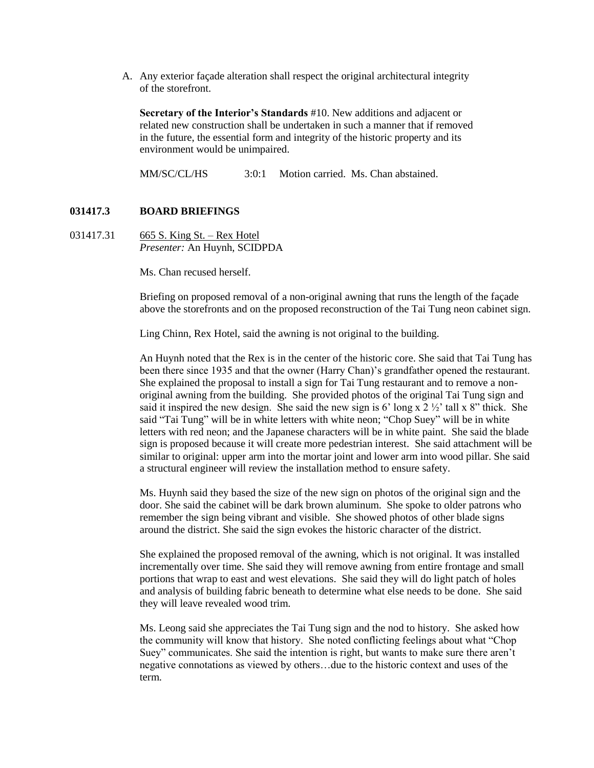A. Any exterior façade alteration shall respect the original architectural integrity of the storefront.

**Secretary of the Interior's Standards** #10. New additions and adjacent or related new construction shall be undertaken in such a manner that if removed in the future, the essential form and integrity of the historic property and its environment would be unimpaired.

MM/SC/CL/HS 3:0:1 Motion carried. Ms. Chan abstained.

### 031417.3 BOARD BRIEFINGS

031417.31 665 S. King St. – Rex Hotel
*Presenter:* An Huynh, SCIDPDA

Ms. Chan recused herself.

Briefing on proposed removal of a non-original awning that runs the length of the façade above the storefronts and on the proposed reconstruction of the Tai Tung neon cabinet sign.

Ling Chinn, Rex Hotel, said the awning is not original to the building.

An Huynh noted that the Rex is in the center of the historic core. She said that Tai Tung has been there since 1935 and that the owner (Harry Chan)'s grandfather opened the restaurant. She explained the proposal to install a sign for Tai Tung restaurant and to remove a non-original awning from the building. She provided photos of the original Tai Tung sign and said it inspired the new design. She said the new sign is 6' long x 2 ½' tall x 8" thick. She said "Tai Tung" will be in white letters with white neon; "Chop Suey" will be in white letters with red neon; and the Japanese characters will be in white paint. She said the blade sign is proposed because it will create more pedestrian interest. She said attachment will be similar to original: upper arm into the mortar joint and lower arm into wood pillar. She said a structural engineer will review the installation method to ensure safety.

Ms. Huynh said they based the size of the new sign on photos of the original sign and the door. She said the cabinet will be dark brown aluminum. She spoke to older patrons who remember the sign being vibrant and visible. She showed photos of other blade signs around the district. She said the sign evokes the historic character of the district.

She explained the proposed removal of the awning, which is not original. It was installed incrementally over time. She said they will remove awning from entire frontage and small portions that wrap to east and west elevations. She said they will do light patch of holes and analysis of building fabric beneath to determine what else needs to be done. She said they will leave revealed wood trim.

Ms. Leong said she appreciates the Tai Tung sign and the nod to history. She asked how the community will know that history. She noted conflicting feelings about what "Chop Suey" communicates. She said the intention is right, but wants to make sure there aren't negative connotations as viewed by others…due to the historic context and uses of the term.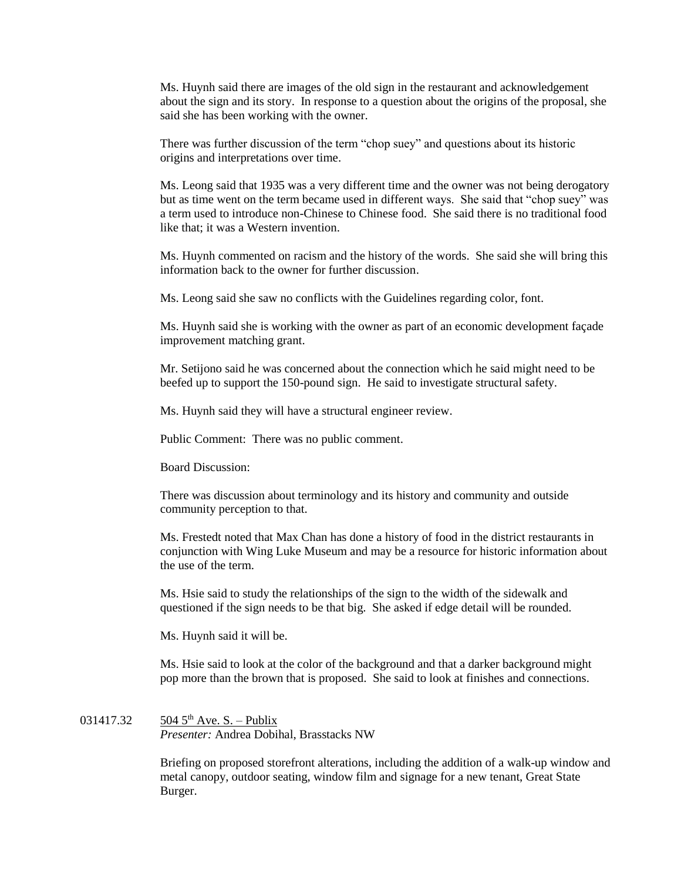Ms. Huynh said there are images of the old sign in the restaurant and acknowledgement about the sign and its story. In response to a question about the origins of the proposal, she said she has been working with the owner.

There was further discussion of the term "chop suey" and questions about its historic origins and interpretations over time.

Ms. Leong said that 1935 was a very different time and the owner was not being derogatory but as time went on the term became used in different ways. She said that "chop suey" was a term used to introduce non-Chinese to Chinese food. She said there is no traditional food like that; it was a Western invention.

Ms. Huynh commented on racism and the history of the words. She said she will bring this information back to the owner for further discussion.

Ms. Leong said she saw no conflicts with the Guidelines regarding color, font.

Ms. Huynh said she is working with the owner as part of an economic development façade improvement matching grant.

Mr. Setijono said he was concerned about the connection which he said might need to be beefed up to support the 150-pound sign. He said to investigate structural safety.

Ms. Huynh said they will have a structural engineer review.

Public Comment: There was no public comment.

Board Discussion:

There was discussion about terminology and its history and community and outside community perception to that.

Ms. Frestedt noted that Max Chan has done a history of food in the district restaurants in conjunction with Wing Luke Museum and may be a resource for historic information about the use of the term.

Ms. Hsie said to study the relationships of the sign to the width of the sidewalk and questioned if the sign needs to be that big. She asked if edge detail will be rounded.

Ms. Huynh said it will be.

Ms. Hsie said to look at the color of the background and that a darker background might pop more than the brown that is proposed. She said to look at finishes and connections.

031417.32 504 5th Ave. S. – Publix
*Presenter:* Andrea Dobihal, Brasstacks NW

Briefing on proposed storefront alterations, including the addition of a walk-up window and metal canopy, outdoor seating, window film and signage for a new tenant, Great State Burger.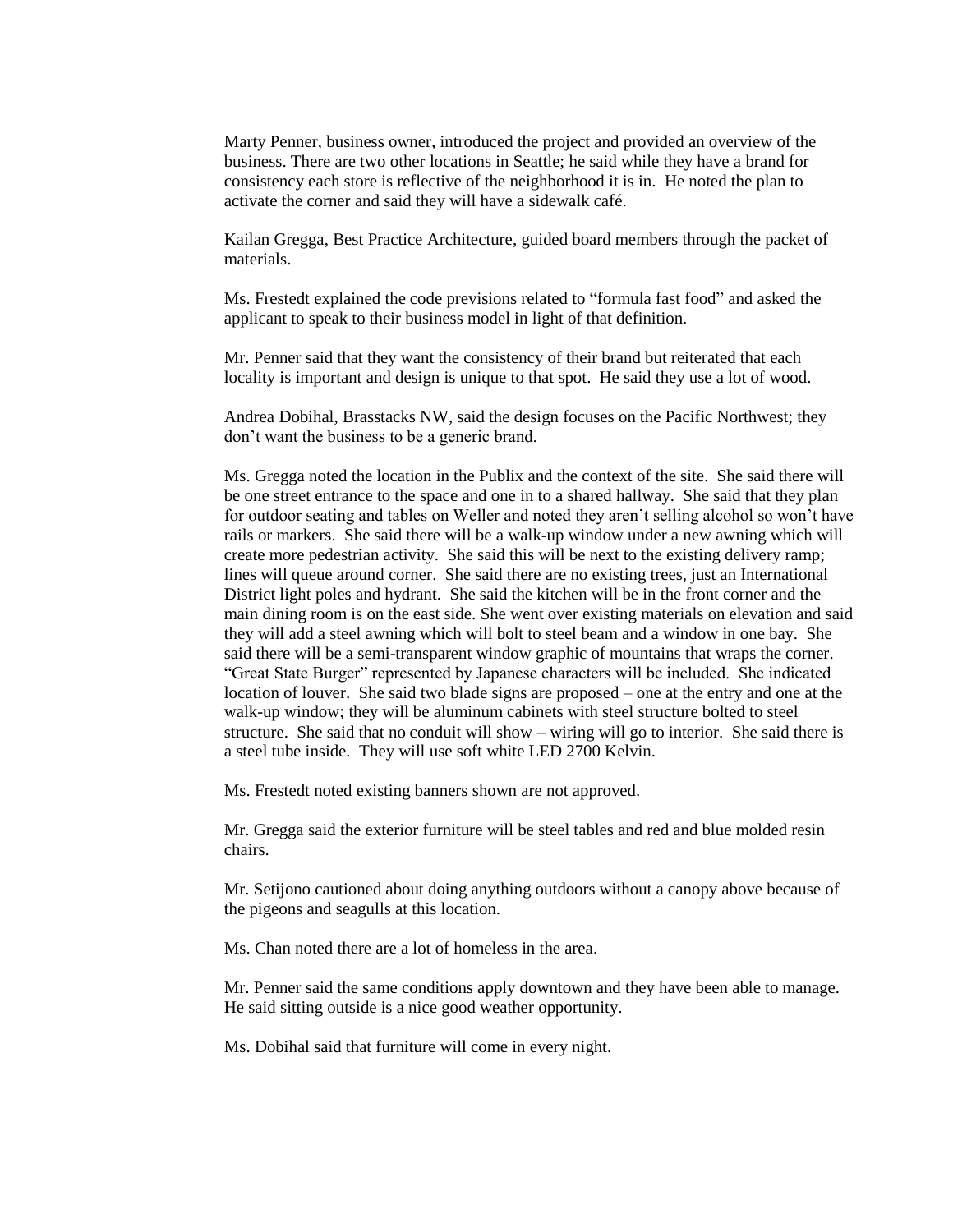Marty Penner, business owner, introduced the project and provided an overview of the business. There are two other locations in Seattle; he said while they have a brand for consistency each store is reflective of the neighborhood it is in. He noted the plan to activate the corner and said they will have a sidewalk café.

Kailan Gregga, Best Practice Architecture, guided board members through the packet of materials.

Ms. Frestedt explained the code previsions related to "formula fast food" and asked the applicant to speak to their business model in light of that definition.

Mr. Penner said that they want the consistency of their brand but reiterated that each locality is important and design is unique to that spot. He said they use a lot of wood.

Andrea Dobihal, Brasstacks NW, said the design focuses on the Pacific Northwest; they don't want the business to be a generic brand.

Ms. Gregga noted the location in the Publix and the context of the site. She said there will be one street entrance to the space and one in to a shared hallway. She said that they plan for outdoor seating and tables on Weller and noted they aren't selling alcohol so won't have rails or markers. She said there will be a walk-up window under a new awning which will create more pedestrian activity. She said this will be next to the existing delivery ramp; lines will queue around corner. She said there are no existing trees, just an International District light poles and hydrant. She said the kitchen will be in the front corner and the main dining room is on the east side. She went over existing materials on elevation and said they will add a steel awning which will bolt to steel beam and a window in one bay. She said there will be a semi-transparent window graphic of mountains that wraps the corner. "Great State Burger" represented by Japanese characters will be included. She indicated location of louver. She said two blade signs are proposed – one at the entry and one at the walk-up window; they will be aluminum cabinets with steel structure bolted to steel structure. She said that no conduit will show – wiring will go to interior. She said there is a steel tube inside. They will use soft white LED 2700 Kelvin.

Ms. Frestedt noted existing banners shown are not approved.

Mr. Gregga said the exterior furniture will be steel tables and red and blue molded resin chairs.

Mr. Setijono cautioned about doing anything outdoors without a canopy above because of the pigeons and seagulls at this location.

Ms. Chan noted there are a lot of homeless in the area.

Mr. Penner said the same conditions apply downtown and they have been able to manage. He said sitting outside is a nice good weather opportunity.

Ms. Dobihal said that furniture will come in every night.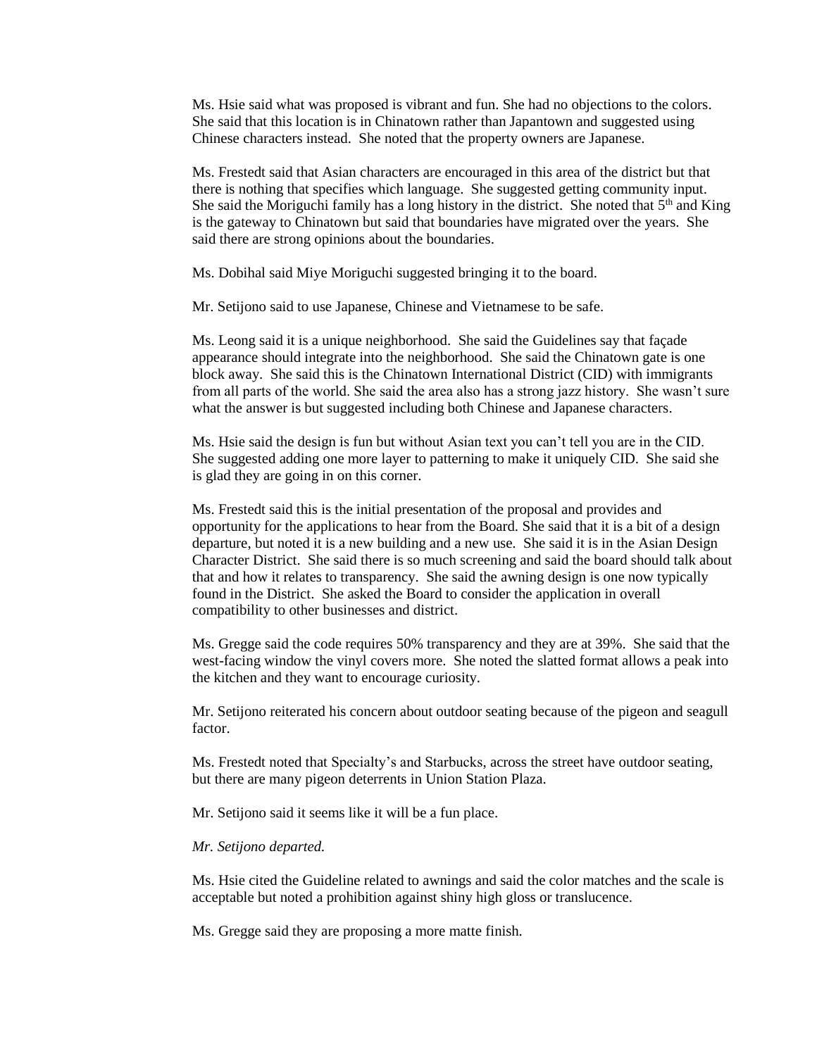Ms. Hsie said what was proposed is vibrant and fun. She had no objections to the colors. She said that this location is in Chinatown rather than Japantown and suggested using Chinese characters instead. She noted that the property owners are Japanese.

Ms. Frestedt said that Asian characters are encouraged in this area of the district but that there is nothing that specifies which language. She suggested getting community input. She said the Moriguchi family has a long history in the district. She noted that 5th and King is the gateway to Chinatown but said that boundaries have migrated over the years. She said there are strong opinions about the boundaries.

Ms. Dobihal said Miye Moriguchi suggested bringing it to the board.

Mr. Setijono said to use Japanese, Chinese and Vietnamese to be safe.

Ms. Leong said it is a unique neighborhood. She said the Guidelines say that façade appearance should integrate into the neighborhood. She said the Chinatown gate is one block away. She said this is the Chinatown International District (CID) with immigrants from all parts of the world. She said the area also has a strong jazz history. She wasn't sure what the answer is but suggested including both Chinese and Japanese characters.

Ms. Hsie said the design is fun but without Asian text you can't tell you are in the CID. She suggested adding one more layer to patterning to make it uniquely CID. She said she is glad they are going in on this corner.

Ms. Frestedt said this is the initial presentation of the proposal and provides and opportunity for the applications to hear from the Board. She said that it is a bit of a design departure, but noted it is a new building and a new use. She said it is in the Asian Design Character District. She said there is so much screening and said the board should talk about that and how it relates to transparency. She said the awning design is one now typically found in the District. She asked the Board to consider the application in overall compatibility to other businesses and district.

Ms. Gregge said the code requires 50% transparency and they are at 39%. She said that the west-facing window the vinyl covers more. She noted the slatted format allows a peak into the kitchen and they want to encourage curiosity.

Mr. Setijono reiterated his concern about outdoor seating because of the pigeon and seagull factor.

Ms. Frestedt noted that Specialty's and Starbucks, across the street have outdoor seating, but there are many pigeon deterrents in Union Station Plaza.

Mr. Setijono said it seems like it will be a fun place.

*Mr. Setijono departed.*

Ms. Hsie cited the Guideline related to awnings and said the color matches and the scale is acceptable but noted a prohibition against shiny high gloss or translucence.

Ms. Gregge said they are proposing a more matte finish.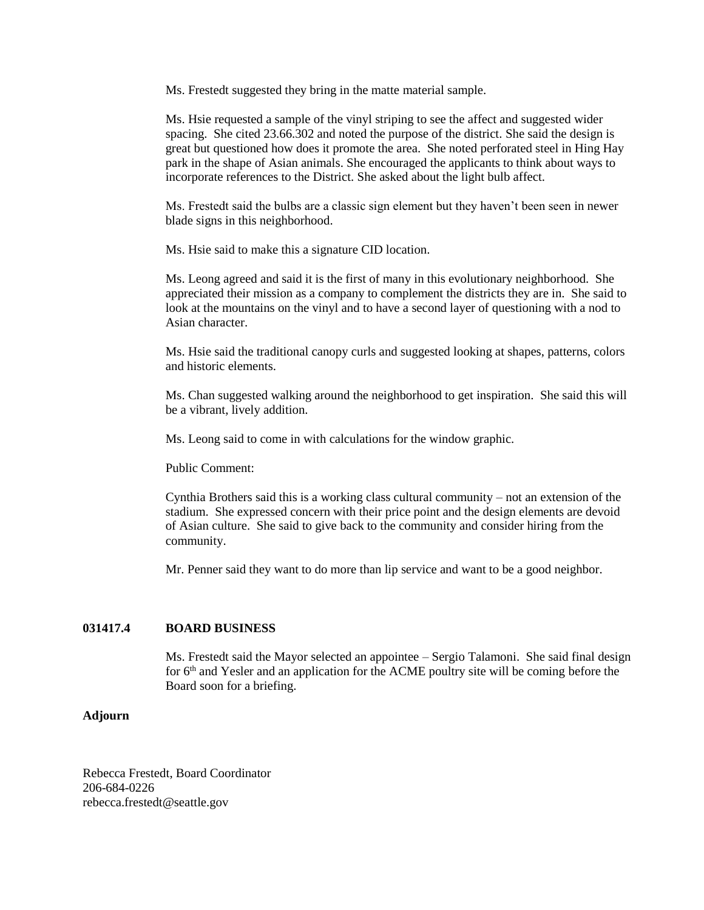Ms. Frestedt suggested they bring in the matte material sample.

Ms. Hsie requested a sample of the vinyl striping to see the affect and suggested wider spacing. She cited 23.66.302 and noted the purpose of the district. She said the design is great but questioned how does it promote the area. She noted perforated steel in Hing Hay park in the shape of Asian animals. She encouraged the applicants to think about ways to incorporate references to the District. She asked about the light bulb affect.

Ms. Frestedt said the bulbs are a classic sign element but they haven't been seen in newer blade signs in this neighborhood.

Ms. Hsie said to make this a signature CID location.

Ms. Leong agreed and said it is the first of many in this evolutionary neighborhood. She appreciated their mission as a company to complement the districts they are in. She said to look at the mountains on the vinyl and to have a second layer of questioning with a nod to Asian character.

Ms. Hsie said the traditional canopy curls and suggested looking at shapes, patterns, colors and historic elements.

Ms. Chan suggested walking around the neighborhood to get inspiration. She said this will be a vibrant, lively addition.

Ms. Leong said to come in with calculations for the window graphic.

Public Comment:

Cynthia Brothers said this is a working class cultural community – not an extension of the stadium. She expressed concern with their price point and the design elements are devoid of Asian culture. She said to give back to the community and consider hiring from the community.

Mr. Penner said they want to do more than lip service and want to be a good neighbor.

**031417.4 BOARD BUSINESS**

Ms. Frestedt said the Mayor selected an appointee – Sergio Talamoni. She said final design for 6th and Yesler and an application for the ACME poultry site will be coming before the Board soon for a briefing.

**Adjourn**

Rebecca Frestedt, Board Coordinator
206-684-0226
rebecca.frestedt@seattle.gov